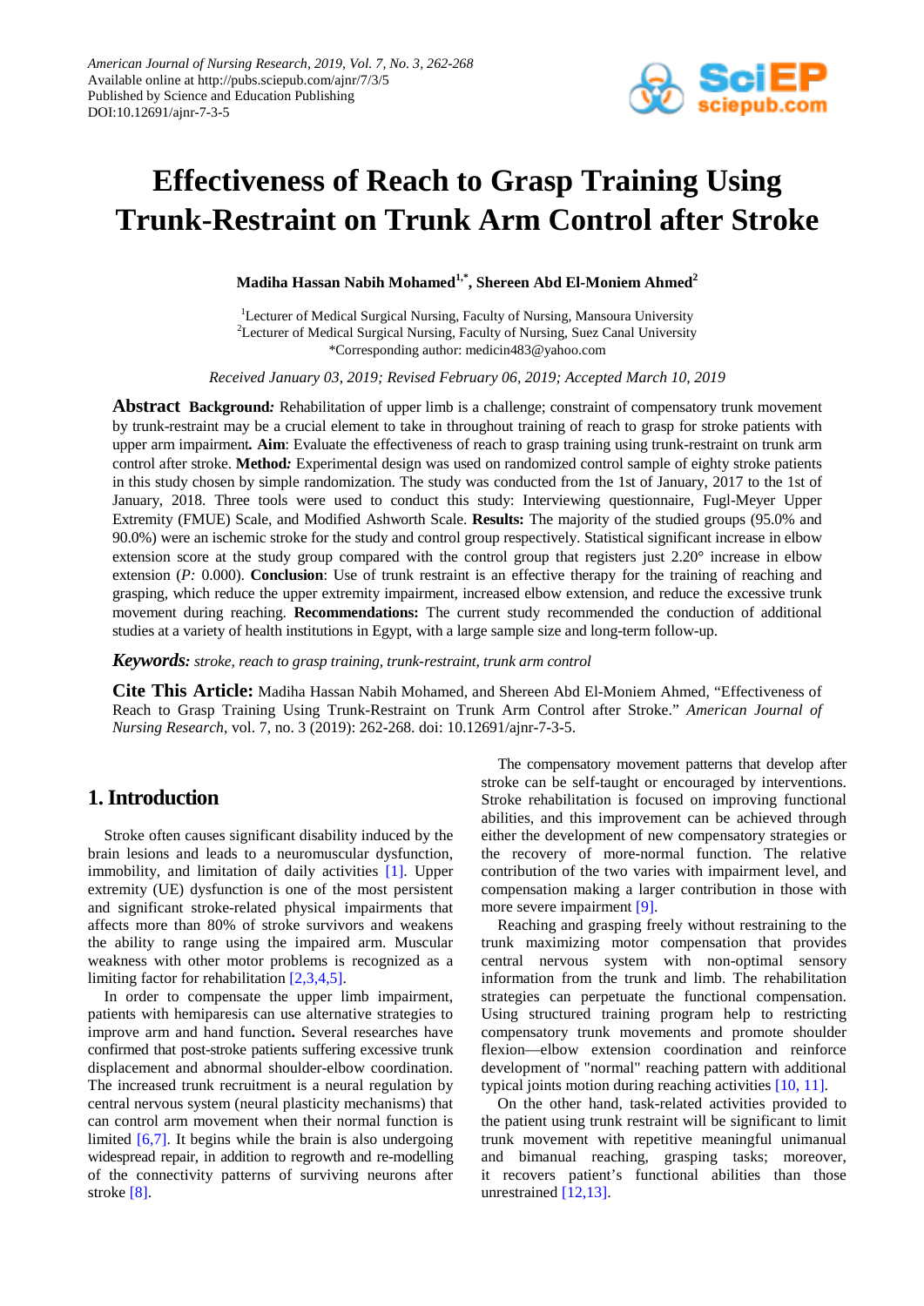# Effectiveness of Reach to Grasp Training Using Trunk-Restraint on Trunk Arm Control after Stroke

**Madiha Hassan Nabih Mohamed[1,*], Shereen Abd El-Moniem Ahmed[2]**

[1]Lecturer of Medical Surgical Nursing, Faculty of Nursing, Mansoura University
[2]Lecturer of Medical Surgical Nursing, Faculty of Nursing, Suez Canal University
*Corresponding author: medicin483@yahoo.com

*Received January 03, 2019; Revised February 06, 2019; Accepted March 10, 2019*

**Abstract** **Background***:* Rehabilitation of upper limb is a challenge; constraint of compensatory trunk movement by trunk-restraint may be a crucial element to take in throughout training of reach to grasp for stroke patients with upper arm impairment*.* **Aim**: Evaluate the effectiveness of reach to grasp training using trunk-restraint on trunk arm control after stroke. **Method***:* Experimental design was used on randomized control sample of eighty stroke patients in this study chosen by simple randomization. The study was conducted from the 1st of January, 2017 to the 1st of January, 2018. Three tools were used to conduct this study: Interviewing questionnaire, Fugl-Meyer Upper Extremity (FMUE) Scale, and Modified Ashworth Scale. **Results:** The majority of the studied groups (95.0% and 90.0%) were an ischemic stroke for the study and control group respectively. Statistical significant increase in elbow extension score at the study group compared with the control group that registers just 2.20° increase in elbow extension (*P:* 0.000). **Conclusion**: Use of trunk restraint is an effective therapy for the training of reaching and grasping, which reduce the upper extremity impairment, increased elbow extension, and reduce the excessive trunk movement during reaching. **Recommendations:** The current study recommended the conduction of additional studies at a variety of health institutions in Egypt, with a large sample size and long-term follow-up.

***Keywords:*** *stroke, reach to grasp training, trunk-restraint, trunk arm control*

**Cite This Article:** Madiha Hassan Nabih Mohamed, and Shereen Abd El-Moniem Ahmed, "Effectiveness of Reach to Grasp Training Using Trunk-Restraint on Trunk Arm Control after Stroke." *American Journal of Nursing Research*, vol. 7, no. 3 (2019): 262-268. doi: 10.12691/ajnr-7-3-5.

## 1. Introduction

Stroke often causes significant disability induced by the brain lesions and leads to a neuromuscular dysfunction, immobility, and limitation of daily activities [1]. Upper extremity (UE) dysfunction is one of the most persistent and significant stroke-related physical impairments that affects more than 80% of stroke survivors and weakens the ability to range using the impaired arm. Muscular weakness with other motor problems is recognized as a limiting factor for rehabilitation [2,3,4,5].

In order to compensate the upper limb impairment, patients with hemiparesis can use alternative strategies to improve arm and hand function**.** Several researches have confirmed that post-stroke patients suffering excessive trunk displacement and abnormal shoulder-elbow coordination. The increased trunk recruitment is a neural regulation by central nervous system (neural plasticity mechanisms) that can control arm movement when their normal function is limited [6,7]. It begins while the brain is also undergoing widespread repair, in addition to regrowth and re-modelling of the connectivity patterns of surviving neurons after stroke [8].

The compensatory movement patterns that develop after stroke can be self-taught or encouraged by interventions. Stroke rehabilitation is focused on improving functional abilities, and this improvement can be achieved through either the development of new compensatory strategies or the recovery of more-normal function. The relative contribution of the two varies with impairment level, and compensation making a larger contribution in those with more severe impairment [9].

Reaching and grasping freely without restraining to the trunk maximizing motor compensation that provides central nervous system with non-optimal sensory information from the trunk and limb. The rehabilitation strategies can perpetuate the functional compensation. Using structured training program help to restricting compensatory trunk movements and promote shoulder flexion—elbow extension coordination and reinforce development of "normal" reaching pattern with additional typical joints motion during reaching activities [10, 11].

On the other hand, task-related activities provided to the patient using trunk restraint will be significant to limit trunk movement with repetitive meaningful unimanual and bimanual reaching, grasping tasks; moreover, it recovers patient's functional abilities than those unrestrained [12,13].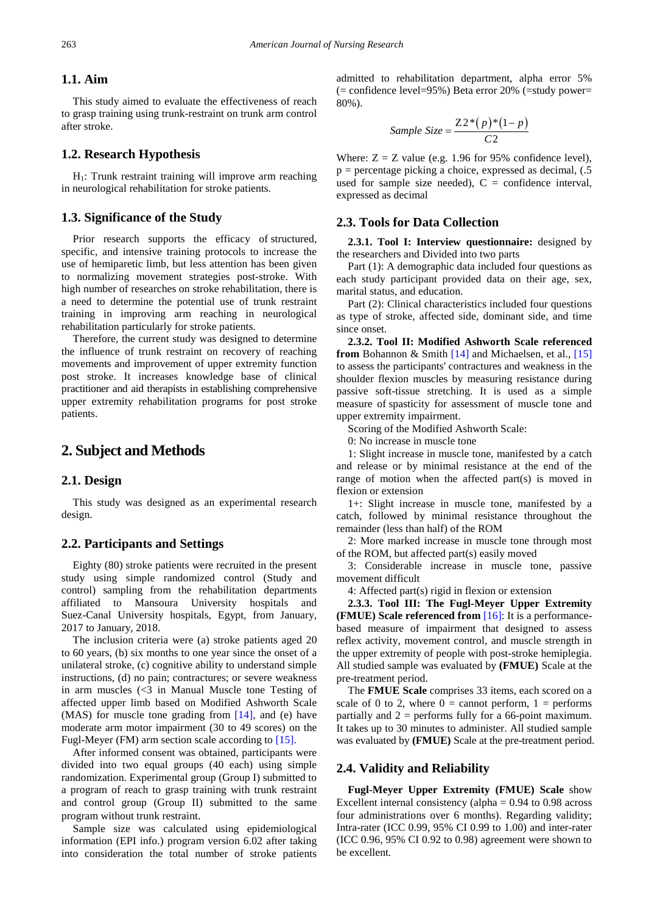### 1.1. Aim

This study aimed to evaluate the effectiveness of reach to grasp training using trunk-restraint on trunk arm control after stroke.

### 1.2. Research Hypothesis

$H_1$: Trunk restraint training will improve arm reaching in neurological rehabilitation for stroke patients.

### 1.3. Significance of the Study

Prior research supports the efficacy of structured, specific, and intensive training protocols to increase the use of hemiparetic limb, but less attention has been given to normalizing movement strategies post-stroke. With high number of researches on stroke rehabilitation, there is a need to determine the potential use of trunk restraint training in improving arm reaching in neurological rehabilitation particularly for stroke patients.

Therefore, the current study was designed to determine the influence of trunk restraint on recovery of reaching movements and improvement of upper extremity function post stroke. It increases knowledge base of clinical practitioner and aid therapists in establishing comprehensive upper extremity rehabilitation programs for post stroke patients.

## 2. Subject and Methods

### 2.1. Design

This study was designed as an experimental research design.

### 2.2. Participants and Settings

Eighty (80) stroke patients were recruited in the present study using simple randomized control (Study and control) sampling from the rehabilitation departments affiliated to Mansoura University hospitals and Suez-Canal University hospitals, Egypt, from January, 2017 to January, 2018.

The inclusion criteria were (a) stroke patients aged 20 to 60 years, (b) six months to one year since the onset of a unilateral stroke, (c) cognitive ability to understand simple instructions, (d) no pain; contractures; or severe weakness in arm muscles (<3 in Manual Muscle tone Testing of affected upper limb based on Modified Ashworth Scale (MAS) for muscle tone grading from [14], and (e) have moderate arm motor impairment (30 to 49 scores) on the Fugl-Meyer (FM) arm section scale according to [15].

After informed consent was obtained, participants were divided into two equal groups (40 each) using simple randomization. Experimental group (Group I) submitted to a program of reach to grasp training with trunk restraint and control group (Group II) submitted to the same program without trunk restraint.

Sample size was calculated using epidemiological information (EPI info.) program version 6.02 after taking into consideration the total number of stroke patients admitted to rehabilitation department, alpha error 5% (= confidence level=95%) Beta error 20% (=study power= 80%).

$$Sample\ Size = \frac{Z2*(p)*(1-p)}{C2}$$

Where: Z = Z value (e.g. 1.96 for 95% confidence level), p = percentage picking a choice, expressed as decimal, (.5 used for sample size needed), C = confidence interval, expressed as decimal

### 2.3. Tools for Data Collection

**2.3.1. Tool I: Interview questionnaire:** designed by the researchers and Divided into two parts

Part (1): A demographic data included four questions as each study participant provided data on their age, sex, marital status, and education.

Part (2): Clinical characteristics included four questions as type of stroke, affected side, dominant side, and time since onset.

**2.3.2. Tool II: Modified Ashworth Scale referenced from** Bohannon & Smith [14] and Michaelsen, et al., [15] to assess the participants' contractures and weakness in the shoulder flexion muscles by measuring resistance during passive soft-tissue stretching. It is used as a simple measure of spasticity for assessment of muscle tone and upper extremity impairment.

Scoring of the Modified Ashworth Scale:

0: No increase in muscle tone

1: Slight increase in muscle tone, manifested by a catch and release or by minimal resistance at the end of the range of motion when the affected part(s) is moved in flexion or extension

1+: Slight increase in muscle tone, manifested by a catch, followed by minimal resistance throughout the remainder (less than half) of the ROM

2: More marked increase in muscle tone through most of the ROM, but affected part(s) easily moved

3: Considerable increase in muscle tone, passive movement difficult

4: Affected part(s) rigid in flexion or extension

**2.3.3. Tool III: The Fugl-Meyer Upper Extremity (FMUE) Scale referenced from** [16]: It is a performance-based measure of impairment that designed to assess reflex activity, movement control, and muscle strength in the upper extremity of people with post-stroke hemiplegia. All studied sample was evaluated by **(FMUE)** Scale at the pre-treatment period.

The **FMUE Scale** comprises 33 items, each scored on a scale of 0 to 2, where 0 = cannot perform, 1 = performs partially and 2 = performs fully for a 66-point maximum. It takes up to 30 minutes to administer. All studied sample was evaluated by **(FMUE)** Scale at the pre-treatment period.

### 2.4. Validity and Reliability

**Fugl-Meyer Upper Extremity (FMUE) Scale** show Excellent internal consistency (alpha = 0.94 to 0.98 across four administrations over 6 months). Regarding validity; Intra-rater (ICC 0.99, 95% CI 0.99 to 1.00) and inter-rater (ICC 0.96, 95% CI 0.92 to 0.98) agreement were shown to be excellent.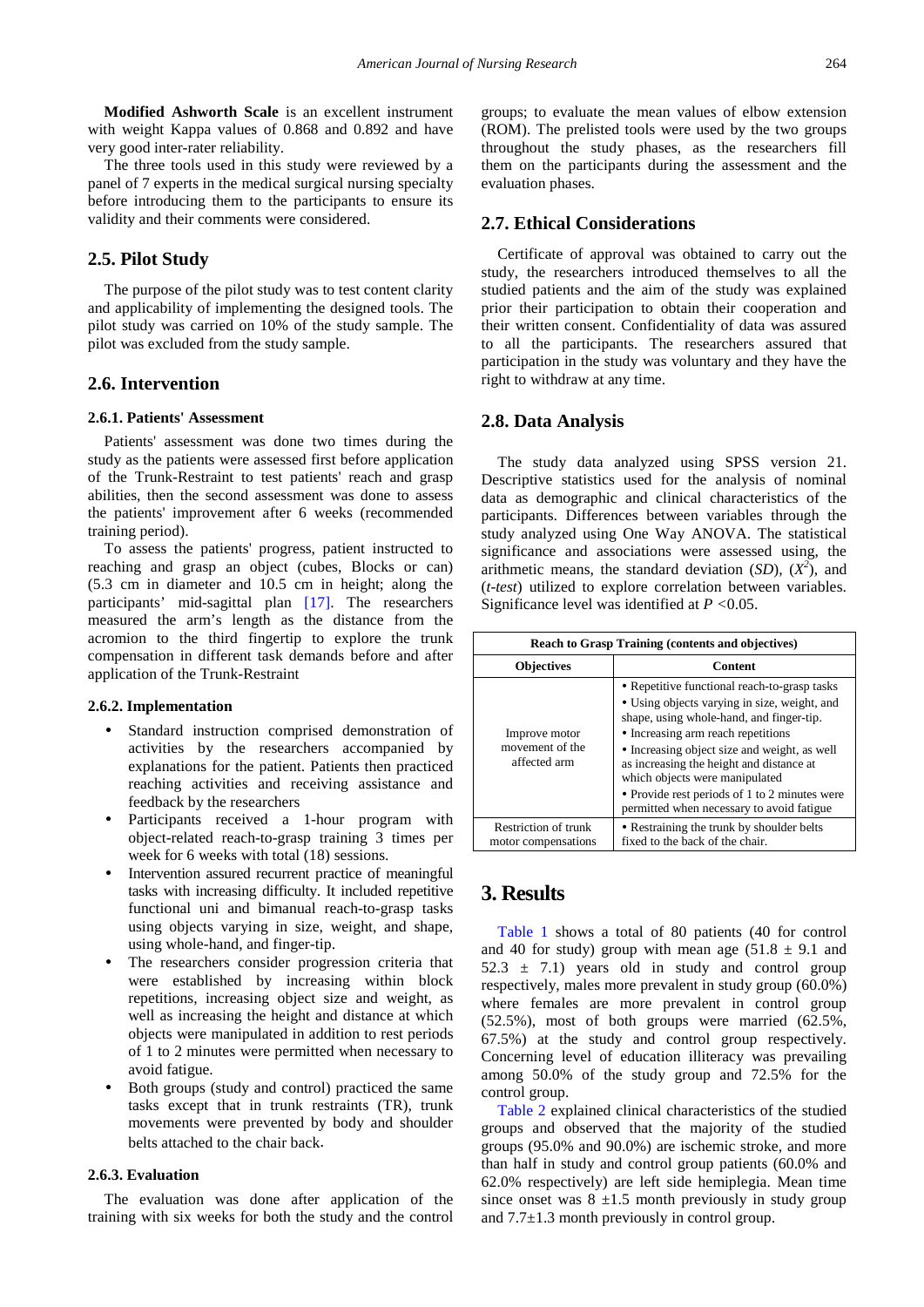**Modified Ashworth Scale** is an excellent instrument with weight Kappa values of 0.868 and 0.892 and have very good inter-rater reliability.

The three tools used in this study were reviewed by a panel of 7 experts in the medical surgical nursing specialty before introducing them to the participants to ensure its validity and their comments were considered.

## 2.5. Pilot Study

The purpose of the pilot study was to test content clarity and applicability of implementing the designed tools. The pilot study was carried on 10% of the study sample. The pilot was excluded from the study sample.

## 2.6. Intervention

### 2.6.1. Patients' Assessment

Patients' assessment was done two times during the study as the patients were assessed first before application of the Trunk-Restraint to test patients' reach and grasp abilities, then the second assessment was done to assess the patients' improvement after 6 weeks (recommended training period).

To assess the patients' progress, patient instructed to reaching and grasp an object (cubes, Blocks or can) (5.3 cm in diameter and 10.5 cm in height; along the participants' mid-sagittal plan [17]. The researchers measured the arm's length as the distance from the acromion to the third fingertip to explore the trunk compensation in different task demands before and after application of the Trunk-Restraint

### 2.6.2. Implementation

- Standard instruction comprised demonstration of activities by the researchers accompanied by explanations for the patient. Patients then practiced reaching activities and receiving assistance and feedback by the researchers
- Participants received a 1-hour program with object-related reach-to-grasp training 3 times per week for 6 weeks with total (18) sessions.
- Intervention assured recurrent practice of meaningful tasks with increasing difficulty. It included repetitive functional uni and bimanual reach-to-grasp tasks using objects varying in size, weight, and shape, using whole-hand, and finger-tip.
- The researchers consider progression criteria that were established by increasing within block repetitions, increasing object size and weight, as well as increasing the height and distance at which objects were manipulated in addition to rest periods of 1 to 2 minutes were permitted when necessary to avoid fatigue.
- Both groups (study and control) practiced the same tasks except that in trunk restraints (TR), trunk movements were prevented by body and shoulder belts attached to the chair back.

### 2.6.3. Evaluation

The evaluation was done after application of the training with six weeks for both the study and the control groups; to evaluate the mean values of elbow extension (ROM). The prelisted tools were used by the two groups throughout the study phases, as the researchers fill them on the participants during the assessment and the evaluation phases.

## 2.7. Ethical Considerations

Certificate of approval was obtained to carry out the study, the researchers introduced themselves to all the studied patients and the aim of the study was explained prior their participation to obtain their cooperation and their written consent. Confidentiality of data was assured to all the participants. The researchers assured that participation in the study was voluntary and they have the right to withdraw at any time.

## 2.8. Data Analysis

The study data analyzed using SPSS version 21. Descriptive statistics used for the analysis of nominal data as demographic and clinical characteristics of the participants. Differences between variables through the study analyzed using One Way ANOVA. The statistical significance and associations were assessed using, the arithmetic means, the standard deviation (*SD*), ($X^2$), and (*t-test*) utilized to explore correlation between variables. Significance level was identified at $P < 0.05$.

| Reach to Grasp Training (contents and objectives) | |
|---|---|
| **Objectives** | **Content** |
| Improve motor movement of the affected arm | • Repetitive functional reach-to-grasp tasks<br>• Using objects varying in size, weight, and shape, using whole-hand, and finger-tip.<br>• Increasing arm reach repetitions<br>• Increasing object size and weight, as well as increasing the height and distance at which objects were manipulated<br>• Provide rest periods of 1 to 2 minutes were permitted when necessary to avoid fatigue |
| Restriction of trunk motor compensations | • Restraining the trunk by shoulder belts fixed to the back of the chair. |

# 3. Results

Table 1 shows a total of 80 patients (40 for control and 40 for study) group with mean age (51.8 ± 9.1 and 52.3 ± 7.1) years old in study and control group respectively, males more prevalent in study group (60.0%) where females are more prevalent in control group (52.5%), most of both groups were married (62.5%, 67.5%) at the study and control group respectively. Concerning level of education illiteracy was prevailing among 50.0% of the study group and 72.5% for the control group.

Table 2 explained clinical characteristics of the studied groups and observed that the majority of the studied groups (95.0% and 90.0%) are ischemic stroke, and more than half in study and control group patients (60.0% and 62.0% respectively) are left side hemiplegia. Mean time since onset was 8 ±1.5 month previously in study group and 7.7±1.3 month previously in control group.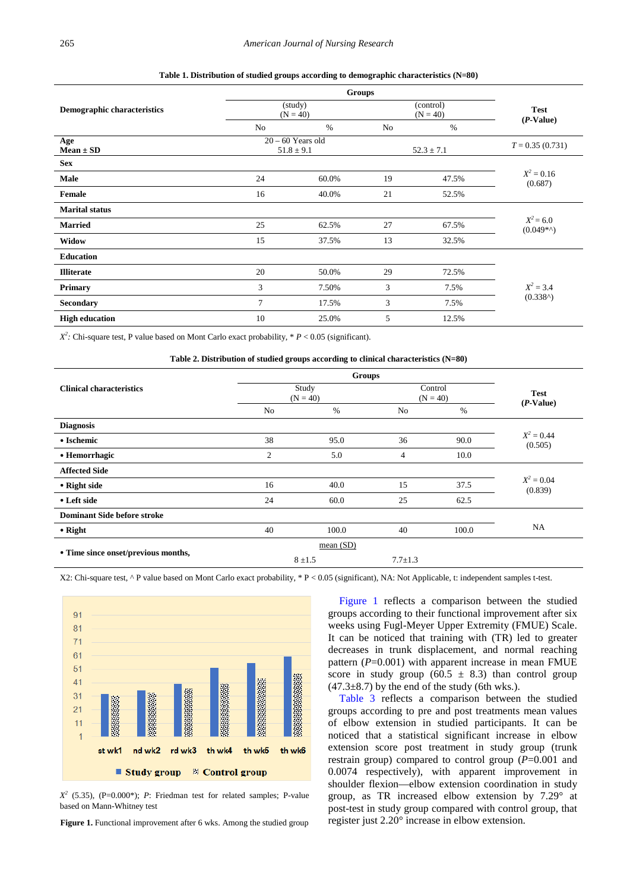**Table 1. Distribution of studied groups according to demographic characteristics (N=80)**

| Demographic characteristics | Groups | | | | Test (*P*-Value) |
|---|---|---|---|---|---|
| | (study) (N = 40) | | (control) (N = 40) | | |
| | No | % | No | % | |
| **Age** **Mean ± SD** | 20 – 60 Years old 51.8 ± 9.1 | | 52.3 ± 7.1 | | *T* = 0.35 (0.731) |
| **Sex** | | | | | |
| **Male** | 24 | 60.0% | 19 | 47.5% | $X^2$ = 0.16 (0.687) |
| **Female** | 16 | 40.0% | 21 | 52.5% | |
| **Marital status** | | | | | |
| **Married** | 25 | 62.5% | 27 | 67.5% | $X^2$ = 6.0 (0.049*^) |
| **Widow** | 15 | 37.5% | 13 | 32.5% | |
| **Education** | | | | | |
| **Illiterate** | 20 | 50.0% | 29 | 72.5% | $X^2$ = 3.4 (0.338^) |
| **Primary** | 3 | 7.50% | 3 | 7.5% | |
| **Secondary** | 7 | 17.5% | 3 | 7.5% | |
| **High education** | 10 | 25.0% | 5 | 12.5% | |

$X^2$: Chi-square test, P value based on Mont Carlo exact probability, * $P < 0.05$ (significant).

**Table 2. Distribution of studied groups according to clinical characteristics (N=80)**

| Clinical characteristics | Groups | | | | Test (*P*-Value) |
|---|---|---|---|---|---|
| | Study (N = 40) | | Control (N = 40) | | |
| | No | % | No | % | |
| **Diagnosis** | | | | | |
| **• Ischemic** | 38 | 95.0 | 36 | 90.0 | $X^2$ = 0.44 (0.505) |
| **• Hemorrhagic** | 2 | 5.0 | 4 | 10.0 | |
| **Affected Side** | | | | | |
| **• Right side** | 16 | 40.0 | 15 | 37.5 | $X^2$ = 0.04 (0.839) |
| **• Left side** | 24 | 60.0 | 25 | 62.5 | |
| **Dominant Side before stroke** | | | | | |
| **• Right** | 40 | 100.0 | 40 | 100.0 | NA |
| **• Time since onset/previous months,** | mean (SD) 8 ±1.5 | | 7.7±1.3 | | |

X2: Chi-square test, ^ P value based on Mont Carlo exact probability, * P < 0.05 (significant), NA: Not Applicable, t: independent samples t-test.

$X^2$ (5.35), (P=0.000*); *P*: Friedman test for related samples; P-value based on Mann-Whitney test

**Figure 1.** Functional improvement after 6 wks. Among the studied group

Figure 1 reflects a comparison between the studied groups according to their functional improvement after six weeks using Fugl-Meyer Upper Extremity (FMUE) Scale. It can be noticed that training with (TR) led to greater decreases in trunk displacement, and normal reaching pattern (*P*=0.001) with apparent increase in mean FMUE score in study group (60.5 ± 8.3) than control group (47.3±8.7) by the end of the study (6th wks.).

Table 3 reflects a comparison between the studied groups according to pre and post treatments mean values of elbow extension in studied participants. It can be noticed that a statistical significant increase in elbow extension score post treatment in study group (trunk restrain group) compared to control group (*P*=0.001 and 0.0074 respectively), with apparent improvement in shoulder flexion—elbow extension coordination in study group, as TR increased elbow extension by 7.29° at post-test in study group compared with control group, that register just 2.20° increase in elbow extension.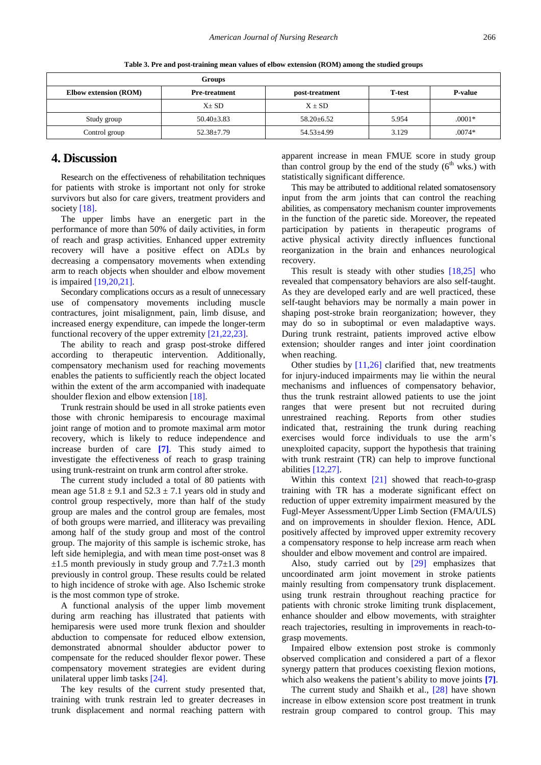**Table 3. Pre and post-training mean values of elbow extension (ROM) among the studied groups**

| Groups | | | | |
|---|---|---|---|---|
| Elbow extension (ROM) | Pre-treatment | post-treatment | T-test | P-value |
| | X± SD | X ± SD | | |
| Study group | 50.40±3.83 | 58.20±6.52 | 5.954 | .0001* |
| Control group | 52.38±7.79 | 54.53±4.99 | 3.129 | .0074* |

## 4. Discussion

Research on the effectiveness of rehabilitation techniques for patients with stroke is important not only for stroke survivors but also for care givers, treatment providers and society [18].

The upper limbs have an energetic part in the performance of more than 50% of daily activities, in form of reach and grasp activities. Enhanced upper extremity recovery will have a positive effect on ADLs by decreasing a compensatory movements when extending arm to reach objects when shoulder and elbow movement is impaired [19,20,21].

Secondary complications occurs as a result of unnecessary use of compensatory movements including muscle contractures, joint misalignment, pain, limb disuse, and increased energy expenditure, can impede the longer-term functional recovery of the upper extremity [21,22,23].

The ability to reach and grasp post-stroke differed according to therapeutic intervention. Additionally, compensatory mechanism used for reaching movements enables the patients to sufficiently reach the object located within the extent of the arm accompanied with inadequate shoulder flexion and elbow extension [18].

Trunk restrain should be used in all stroke patients even those with chronic hemiparesis to encourage maximal joint range of motion and to promote maximal arm motor recovery, which is likely to reduce independence and increase burden of care **[7]**. This study aimed to investigate the effectiveness of reach to grasp training using trunk-restraint on trunk arm control after stroke.

The current study included a total of 80 patients with mean age $51.8 \pm 9.1$ and $52.3 \pm 7.1$ years old in study and control group respectively, more than half of the study group are males and the control group are females, most of both groups were married, and illiteracy was prevailing among half of the study group and most of the control group. The majority of this sample is ischemic stroke, has left side hemiplegia, and with mean time post-onset was 8 $\pm 1.5$ month previously in study group and $7.7 \pm 1.3$ month previously in control group. These results could be related to high incidence of stroke with age. Also Ischemic stroke is the most common type of stroke.

A functional analysis of the upper limb movement during arm reaching has illustrated that patients with hemiparesis were used more trunk flexion and shoulder abduction to compensate for reduced elbow extension, demonstrated abnormal shoulder abductor power to compensate for the reduced shoulder flexor power. These compensatory movement strategies are evident during unilateral upper limb tasks [24].

The key results of the current study presented that, training with trunk restrain led to greater decreases in trunk displacement and normal reaching pattern with apparent increase in mean FMUE score in study group than control group by the end of the study (6th wks.) with statistically significant difference.

This may be attributed to additional related somatosensory input from the arm joints that can control the reaching abilities, as compensatory mechanism counter improvements in the function of the paretic side. Moreover, the repeated participation by patients in therapeutic programs of active physical activity directly influences functional reorganization in the brain and enhances neurological recovery.

This result is steady with other studies [18,25] who revealed that compensatory behaviors are also self-taught. As they are developed early and are well practiced, these self-taught behaviors may be normally a main power in shaping post-stroke brain reorganization; however, they may do so in suboptimal or even maladaptive ways. During trunk restraint, patients improved active elbow extension; shoulder ranges and inter joint coordination when reaching.

Other studies by [11,26] clarified that, new treatments for injury-induced impairments may lie within the neural mechanisms and influences of compensatory behavior, thus the trunk restraint allowed patients to use the joint ranges that were present but not recruited during unrestrained reaching. Reports from other studies indicated that, restraining the trunk during reaching exercises would force individuals to use the arm's unexploited capacity, support the hypothesis that training with trunk restraint (TR) can help to improve functional abilities [12,27].

Within this context [21] showed that reach-to-grasp training with TR has a moderate significant effect on reduction of upper extremity impairment measured by the Fugl-Meyer Assessment/Upper Limb Section (FMA/ULS) and on improvements in shoulder flexion. Hence, ADL positively affected by improved upper extremity recovery a compensatory response to help increase arm reach when shoulder and elbow movement and control are impaired.

Also, study carried out by [29] emphasizes that uncoordinated arm joint movement in stroke patients mainly resulting from compensatory trunk displacement. using trunk restrain throughout reaching practice for patients with chronic stroke limiting trunk displacement, enhance shoulder and elbow movements, with straighter reach trajectories, resulting in improvements in reach-to-grasp movements.

Impaired elbow extension post stroke is commonly observed complication and considered a part of a flexor synergy pattern that produces coexisting flexion motions, which also weakens the patient's ability to move joints **[7]**.

The current study and Shaikh et al., [28] have shown increase in elbow extension score post treatment in trunk restrain group compared to control group. This may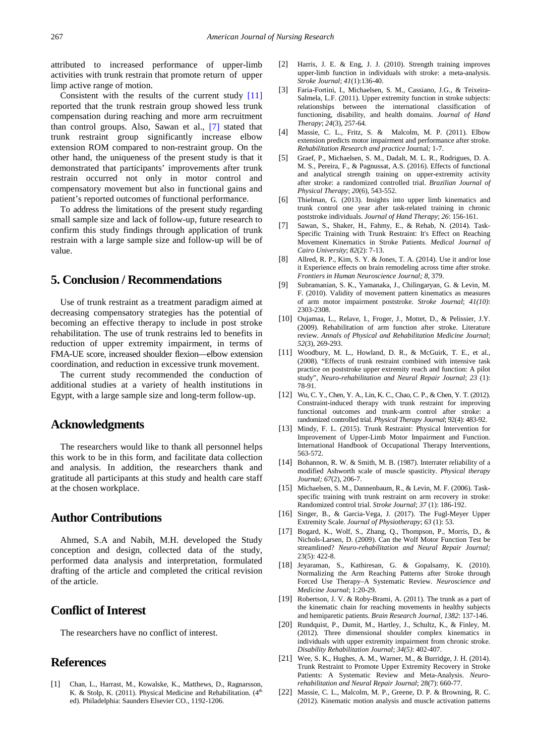attributed to increased performance of upper-limb activities with trunk restrain that promote return of upper limp active range of motion.

Consistent with the results of the current study [11] reported that the trunk restrain group showed less trunk compensation during reaching and more arm recruitment than control groups. Also, Sawan et al., [7] stated that trunk restraint group significantly increase elbow extension ROM compared to non-restraint group. On the other hand, the uniqueness of the present study is that it demonstrated that participants' improvements after trunk restrain occurred not only in motor control and compensatory movement but also in functional gains and patient's reported outcomes of functional performance.

To address the limitations of the present study regarding small sample size and lack of follow-up, future research to confirm this study findings through application of trunk restrain with a large sample size and follow-up will be of value.

## 5. Conclusion / Recommendations

Use of trunk restraint as a treatment paradigm aimed at decreasing compensatory strategies has the potential of becoming an effective therapy to include in post stroke rehabilitation. The use of trunk restrains led to benefits in reduction of upper extremity impairment, in terms of FMA-UE score, increased shoulder flexion—elbow extension coordination, and reduction in excessive trunk movement.

The current study recommended the conduction of additional studies at a variety of health institutions in Egypt, with a large sample size and long-term follow-up.

## Acknowledgments

The researchers would like to thank all personnel helps this work to be in this form, and facilitate data collection and analysis. In addition, the researchers thank and gratitude all participants at this study and health care staff at the chosen workplace.

## Author Contributions

Ahmed, S.A and Nabih, M.H. developed the Study conception and design, collected data of the study, performed data analysis and interpretation, formulated drafting of the article and completed the critical revision of the article.

## Conflict of Interest

The researchers have no conflict of interest.

## References

[1] Chan, L., Harrast, M., Kowalske, K., Matthews, D., Ragnarsson, K. & Stolp, K. (2011). Physical Medicine and Rehabilitation. (4th ed). Philadelphia: Saunders Elsevier CO., 1192-1206.

[2] Harris, J. E. & Eng, J. J. (2010). Strength training improves upper-limb function in individuals with stroke: a meta-analysis. *Stroke Journal*; *41*(1):136-40.

[3] Faria-Fortini, I., Michaelsen, S. M., Cassiano, J.G., & Teixeira-Salmela, L.F. (2011). Upper extremity function in stroke subjects: relationships between the international classification of functioning, disability, and health domains. *Journal of Hand Therapy*; *24*(3), 257-64.

[4] Massie, C. L., Fritz, S. & Malcolm, M. P. (2011). Elbow extension predicts motor impairment and performance after stroke. *Rehabilitation Research and practice* Journal*;* 1-7.

[5] Graef, P., Michaelsen, S. M., Dadalt, M. L. R., Rodrigues, D. A. M. S., Pereira, F., & Pagnussat, A.S. (2016). Effects of functional and analytical strength training on upper-extremity activity after stroke: a randomized controlled trial. *Brazilian Journal of Physical Therapy*; *20*(6), 543-552.

[6] Thielman, G. (2013). Insights into upper limb kinematics and trunk control one year after task-related training in chronic poststroke individuals. *Journal of Hand Therapy*; *26*: 156-161.

[7] Sawan, S., Shaker, H., Fahmy, E., & Rehab, N. (2014). Task-Specific Training with Trunk Restraint: It's Effect on Reaching Movement Kinematics in Stroke Patients. *Medical Journal of Cairo University*; *82*(2): 7-13.

[8] Allred, R. P., Kim, S. Y. & Jones, T. A. (2014). Use it and/or lose it Experience effects on brain remodeling across time after stroke. *Frontiers in Human Neuroscience Journal; 8*, 379.

[9] Subramanian, S. K., Yamanaka, J., Chilingaryan, G. & Levin, M. F. (2010). Validity of movement pattern kinematics as measures of arm motor impairment poststroke. *Stroke Journal*; *41(10)*: 2303-2308.

[10] Oujamaa, L., Relave, I., Froger, J., Mottet, D., & Pelissier, J.Y. (2009). Rehabilitation of arm function after stroke. Literature review. *Annals of Physical and Rehabilitation Medicine Journal*; *52*(3), 269-293.

[11] Woodbury, M. L., Howland, D. R., & McGuirk, T. E., et al., (2008). "Effects of trunk restraint combined with intensive task practice on poststroke upper extremity reach and function: A pilot study", *Neuro-rehabilitation and Neural Repair Journal*; *23* (1): 78-91.

[12] Wu, C. Y., Chen, Y. A., Lin, K. C., Chao, C. P., & Chen, Y. T. (2012). Constraint-induced therapy with trunk restraint for improving functional outcomes and trunk-arm control after stroke: a randomized controlled trial. *Physical Therapy Journal*; 92(4): 483-92.

[13] Mindy, F. L. (2015). Trunk Restraint: Physical Intervention for Improvement of Upper-Limb Motor Impairment and Function. International Handbook of Occupational Therapy Interventions, 563-572.

[14] Bohannon, R. W. & Smith, M. B. (1987). Interrater reliability of a modified Ashworth scale of muscle spasticity. *Physical therapy Journal; 67*(2), 206-7.

[15] Michaelsen, S. M., Dannenbaum, R., & Levin, M. F. (2006). Task-specific training with trunk restraint on arm recovery in stroke: Randomized control trial. *Stroke Journal*; *37* (1): 186-192.

[16] Singer, B., & Garcia-Vega, J. (2017). The Fugl-Meyer Upper Extremity Scale. *Journal of Physiotherapy*; *63* (1): 53.

[17] Bogard, K., Wolf, S., Zhang, Q., Thompson, P., Morris, D., & Nichols-Larsen, D. (2009). Can the Wolf Motor Function Test be streamlined? *Neuro-rehabilitation and Neural Repair Journal;* 23(5): 422-8.

[18] Jeyaraman, S., Kathiresan, G. & Gopalsamy, K. (2010). Normalizing the Arm Reaching Patterns after Stroke through Forced Use Therapy–A Systematic Review. *Neuroscience and Medicine Journal*; 1:20-29.

[19] Robertson, J. V. & Roby-Brami, A. (2011). The trunk as a part of the kinematic chain for reaching movements in healthy subjects and hemiparetic patients. *Brain Research Journal*, *1382*: 137-146.

[20] Rundquist, P., Dumit, M., Hartley, J., Schultz, K., & Finley, M. (2012). Three dimensional shoulder complex kinematics in individuals with upper extremity impairment from chronic stroke. *Disability Rehabilitation Journal*; *34(5)*: 402-407.

[21] Wee, S. K., Hughes, A. M., Warner, M., & Burridge, J. H. (2014). Trunk Restraint to Promote Upper Extremity Recovery in Stroke Patients: A Systematic Review and Meta-Analysis. *Neuro-rehabilitation and Neural Repair Journal*; 28(7): 660-77.

[22] Massie, C. L., Malcolm, M. P., Greene, D. P. & Browning, R. C. (2012). Kinematic motion analysis and muscle activation patterns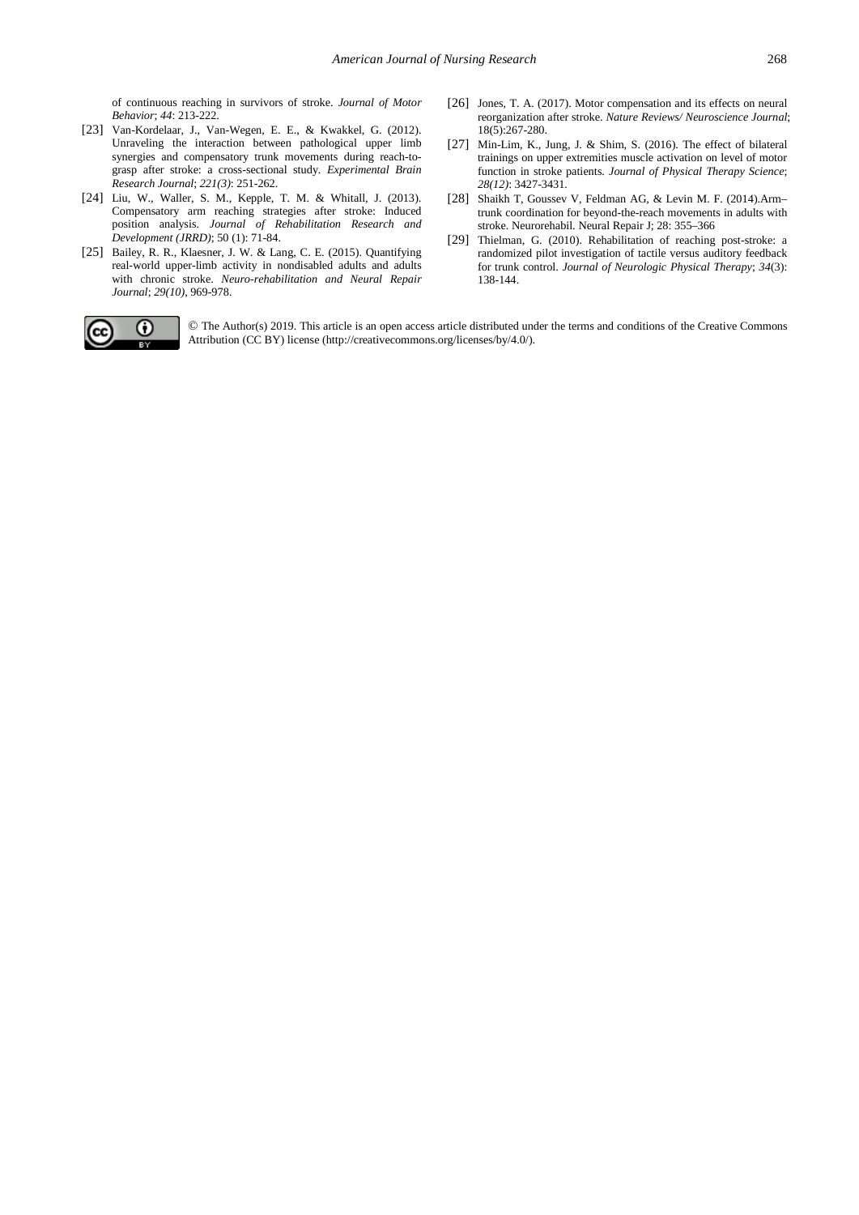of continuous reaching in survivors of stroke. *Journal of Motor Behavior*; *44*: 213-222.

[23] Van-Kordelaar, J., Van-Wegen, E. E., & Kwakkel, G. (2012). Unraveling the interaction between pathological upper limb synergies and compensatory trunk movements during reach-to-grasp after stroke: a cross-sectional study. *Experimental Brain Research Journal*; *221(3)*: 251-262.

[24] Liu, W., Waller, S. M., Kepple, T. M. & Whitall, J. (2013). Compensatory arm reaching strategies after stroke: Induced position analysis. *Journal of Rehabilitation Research and Development (JRRD)*; 50 (1): 71-84.

[25] Bailey, R. R., Klaesner, J. W. & Lang, C. E. (2015). Quantifying real-world upper-limb activity in nondisabled adults and adults with chronic stroke. *Neuro-rehabilitation and Neural Repair Journal*; *29(10)*, 969-978.

[26] Jones, T. A. (2017). Motor compensation and its effects on neural reorganization after stroke. *Nature Reviews/ Neuroscience Journal*; 18(5):267-280.

[27] Min-Lim, K., Jung, J. & Shim, S. (2016). The effect of bilateral trainings on upper extremities muscle activation on level of motor function in stroke patients. *Journal of Physical Therapy Science*; *28(12)*: 3427-3431.

[28] Shaikh T, Goussev V, Feldman AG, & Levin M. F. (2014).Arm–trunk coordination for beyond-the-reach movements in adults with stroke. Neurorehabil. Neural Repair J; 28: 355–366

[29] Thielman, G. (2010). Rehabilitation of reaching post-stroke: a randomized pilot investigation of tactile versus auditory feedback for trunk control. *Journal of Neurologic Physical Therapy*; *34*(3): 138-144.

© The Author(s) 2019. This article is an open access article distributed under the terms and conditions of the Creative Commons Attribution (CC BY) license (http://creativecommons.org/licenses/by/4.0/).